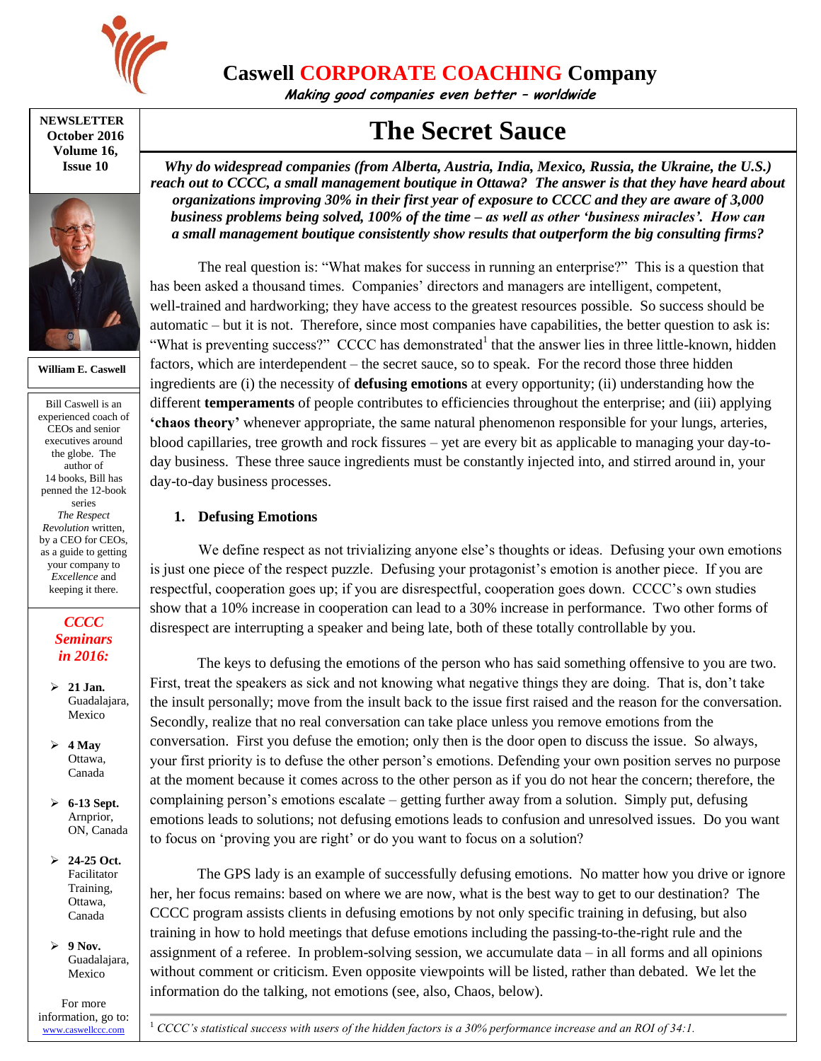# Caswell CORPORATE COACHING Company

*Making good companies even better – worldwide*

**NEWSLETTER**
**October 2016**
**Volume 16, Issue 10**

**William E. Caswell**

Bill Caswell is an experienced coach of CEOs and senior executives around the globe. The author of 14 books, Bill has penned the 12-book series *The Respect Revolution* written, by a CEO for CEOs, as a guide to getting your company to *Excellence* and keeping it there.

***CCCC Seminars in 2016:***

- **21 Jan.** Guadalajara, Mexico
- **4 May** Ottawa, Canada
- **6-13 Sept.** Arnprior, ON, Canada
- **24-25 Oct.** Facilitator Training, Ottawa, Canada
- **9 Nov.** Guadalajara, Mexico

For more information, go to: www.caswellccc.com

# The Secret Sauce

***Why do widespread companies (from Alberta, Austria, India, Mexico, Russia, the Ukraine, the U.S.) reach out to CCCC, a small management boutique in Ottawa? The answer is that they have heard about organizations improving 30% in their first year of exposure to CCCC and they are aware of 3,000 business problems being solved, 100% of the time – as well as other 'business miracles'. How can a small management boutique consistently show results that outperform the big consulting firms?***

The real question is: "What makes for success in running an enterprise?" This is a question that has been asked a thousand times. Companies' directors and managers are intelligent, competent, well-trained and hardworking; they have access to the greatest resources possible. So success should be automatic – but it is not. Therefore, since most companies have capabilities, the better question to ask is: "What is preventing success?" CCCC has demonstrated[1] that the answer lies in three little-known, hidden factors, which are interdependent – the secret sauce, so to speak. For the record those three hidden ingredients are (i) the necessity of **defusing emotions** at every opportunity; (ii) understanding how the different **temperaments** of people contributes to efficiencies throughout the enterprise; and (iii) applying **'chaos theory'** whenever appropriate, the same natural phenomenon responsible for your lungs, arteries, blood capillaries, tree growth and rock fissures – yet are every bit as applicable to managing your day-to-day business. These three sauce ingredients must be constantly injected into, and stirred around in, your day-to-day business processes.

## 1. Defusing Emotions

We define respect as not trivializing anyone else's thoughts or ideas. Defusing your own emotions is just one piece of the respect puzzle. Defusing your protagonist's emotion is another piece. If you are respectful, cooperation goes up; if you are disrespectful, cooperation goes down. CCCC's own studies show that a 10% increase in cooperation can lead to a 30% increase in performance. Two other forms of disrespect are interrupting a speaker and being late, both of these totally controllable by you.

The keys to defusing the emotions of the person who has said something offensive to you are two. First, treat the speakers as sick and not knowing what negative things they are doing. That is, don't take the insult personally; move from the insult back to the issue first raised and the reason for the conversation. Secondly, realize that no real conversation can take place unless you remove emotions from the conversation. First you defuse the emotion; only then is the door open to discuss the issue. So always, your first priority is to defuse the other person's emotions. Defending your own position serves no purpose at the moment because it comes across to the other person as if you do not hear the concern; therefore, the complaining person's emotions escalate – getting further away from a solution. Simply put, defusing emotions leads to solutions; not defusing emotions leads to confusion and unresolved issues. Do you want to focus on 'proving you are right' or do you want to focus on a solution?

The GPS lady is an example of successfully defusing emotions. No matter how you drive or ignore her, her focus remains: based on where we are now, what is the best way to get to our destination? The CCCC program assists clients in defusing emotions by not only specific training in defusing, but also training in how to hold meetings that defuse emotions including the passing-to-the-right rule and the assignment of a referee. In problem-solving session, we accumulate data – in all forms and all opinions without comment or criticism. Even opposite viewpoints will be listed, rather than debated. We let the information do the talking, not emotions (see, also, Chaos, below).

---

[1] *CCCC's statistical success with users of the hidden factors is a 30% performance increase and an ROI of 34:1.*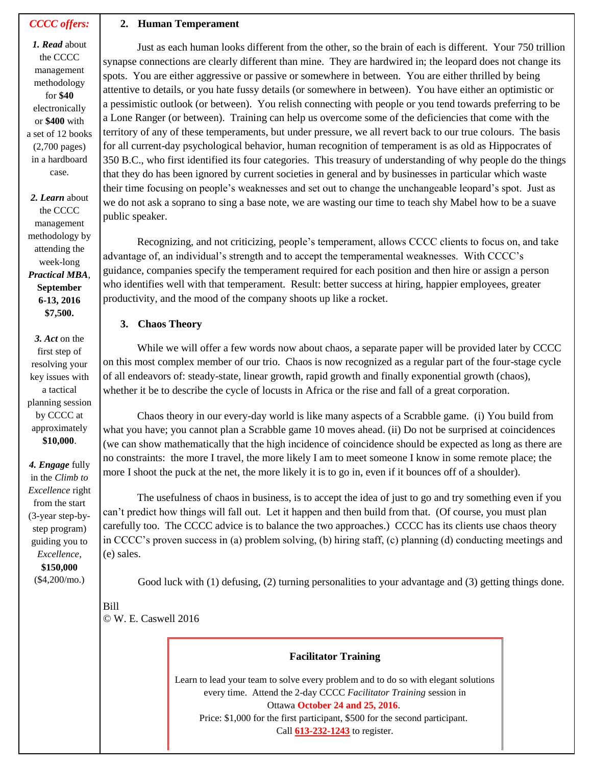## 2. Human Temperament

Just as each human looks different from the other, so the brain of each is different. Your 750 trillion synapse connections are clearly different than mine. They are hardwired in; the leopard does not change its spots. You are either aggressive or passive or somewhere in between. You are either thrilled by being attentive to details, or you hate fussy details (or somewhere in between). You have either an optimistic or a pessimistic outlook (or between). You relish connecting with people or you tend towards preferring to be a Lone Ranger (or between). Training can help us overcome some of the deficiencies that come with the territory of any of these temperaments, but under pressure, we all revert back to our true colours. The basis for all current-day psychological behavior, human recognition of temperament is as old as Hippocrates of 350 B.C., who first identified its four categories. This treasury of understanding of why people do the things that they do has been ignored by current societies in general and by businesses in particular which waste their time focusing on people's weaknesses and set out to change the unchangeable leopard's spot. Just as we do not ask a soprano to sing a base note, we are wasting our time to teach shy Mabel how to be a suave public speaker.

Recognizing, and not criticizing, people's temperament, allows CCCC clients to focus on, and take advantage of, an individual's strength and to accept the temperamental weaknesses. With CCCC's guidance, companies specify the temperament required for each position and then hire or assign a person who identifies well with that temperament. Result: better success at hiring, happier employees, greater productivity, and the mood of the company shoots up like a rocket.

## 3. Chaos Theory

While we will offer a few words now about chaos, a separate paper will be provided later by CCCC on this most complex member of our trio. Chaos is now recognized as a regular part of the four-stage cycle of all endeavors of: steady-state, linear growth, rapid growth and finally exponential growth (chaos), whether it be to describe the cycle of locusts in Africa or the rise and fall of a great corporation.

Chaos theory in our every-day world is like many aspects of a Scrabble game. (i) You build from what you have; you cannot plan a Scrabble game 10 moves ahead. (ii) Do not be surprised at coincidences (we can show mathematically that the high incidence of coincidence should be expected as long as there are no constraints: the more I travel, the more likely I am to meet someone I know in some remote place; the more I shoot the puck at the net, the more likely it is to go in, even if it bounces off of a shoulder).

The usefulness of chaos in business, is to accept the idea of just to go and try something even if you can't predict how things will fall out. Let it happen and then build from that. (Of course, you must plan carefully too. The CCCC advice is to balance the two approaches.) CCCC has its clients use chaos theory in CCCC's proven success in (a) problem solving, (b) hiring staff, (c) planning (d) conducting meetings and (e) sales.

Good luck with (1) defusing, (2) turning personalities to your advantage and (3) getting things done.

Bill
© W. E. Caswell 2016

**Facilitator Training**

Learn to lead your team to solve every problem and to do so with elegant solutions every time. Attend the 2-day CCCC *Facilitator Training* session in Ottawa **October 24 and 25, 2016**.
Price: $1,000 for the first participant, $500 for the second participant.
Call **613-232-1243** to register.

***CCCC offers:***

***1. Read*** about the CCCC management methodology for **$40** electronically or **$400** with a set of 12 books (2,700 pages) in a hardboard case.

***2. Learn*** about the CCCC management methodology by attending the week-long ***Practical MBA***, **September 6-13, 2016 $7,500.**

***3. Act*** on the first step of resolving your key issues with a tactical planning session by CCCC at approximately **$10,000**.

***4. Engage*** fully in the *Climb to Excellence* right from the start (3-year step-by-step program) guiding you to *Excellence*, **$150,000** ($4,200/mo.)